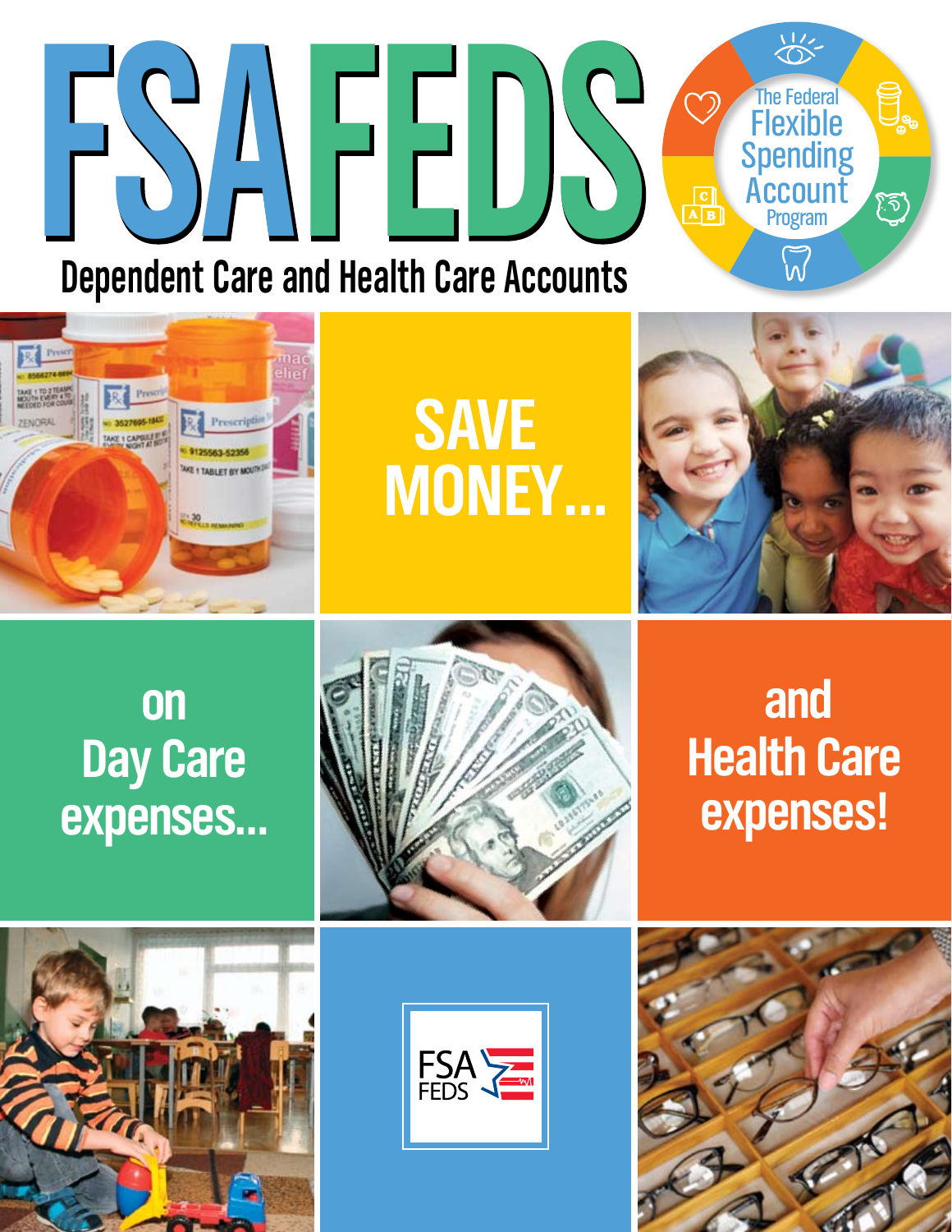# FSAFEDS

## Dependent Care and Health Care Accounts

The Federal Flexible Spending Account Program

SAVE MONEY...

on Day Care expenses...

and Health Care expenses!

FSA FEDS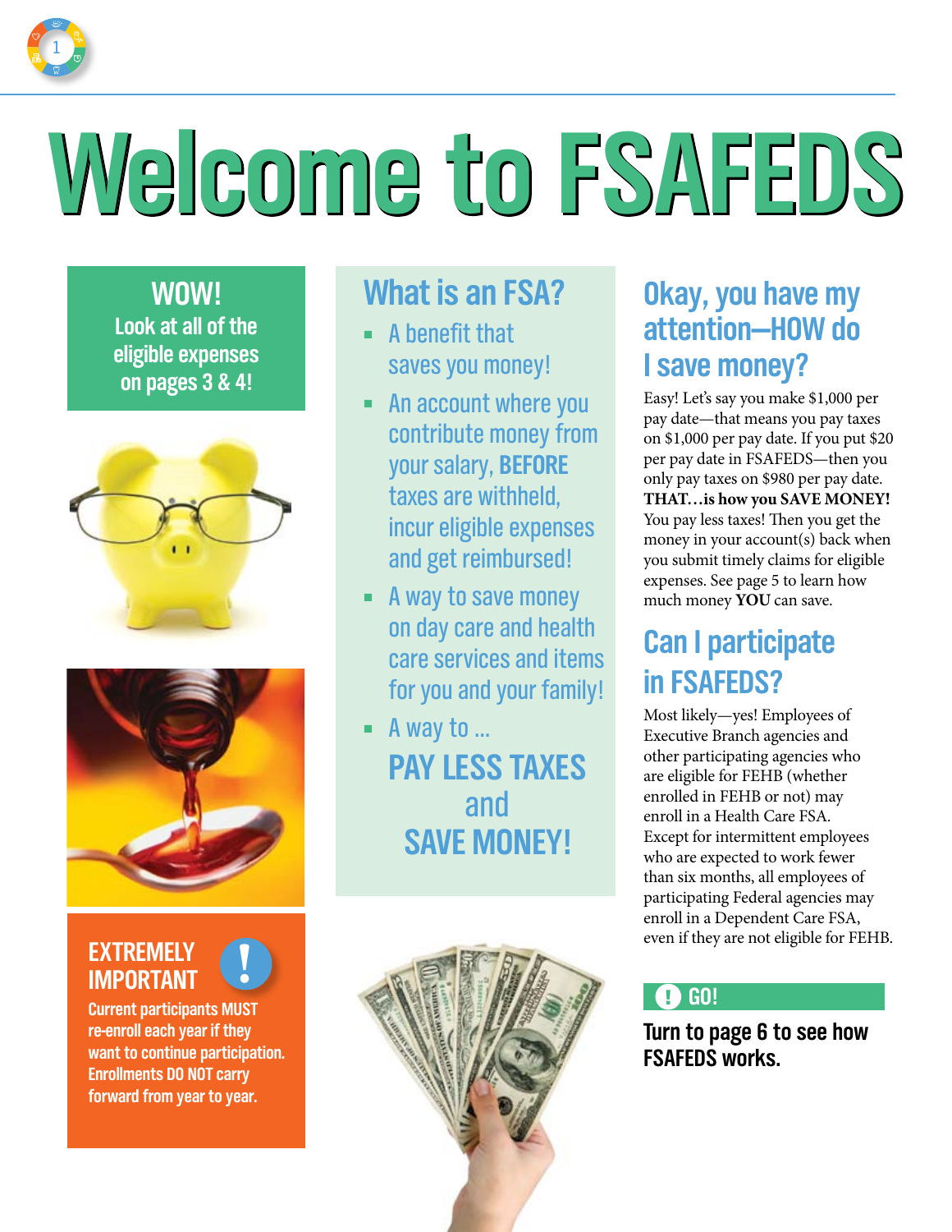# Welcome to FSAFEDS

**WOW!**
**Look at all of the eligible expenses on pages 3 & 4!**

**EXTREMELY IMPORTANT**

**Current participants MUST re-enroll each year if they want to continue participation. Enrollments DO NOT carry forward from year to year.**

## What is an FSA?

- A benefit that saves you money!
- An account where you contribute money from your salary, **BEFORE** taxes are withheld, incur eligible expenses and get reimbursed!
- A way to save money on day care and health care services and items for you and your family!
- A way to ...

  **PAY LESS TAXES and SAVE MONEY!**

## Okay, you have my attention—HOW do I save money?

Easy! Let's say you make $1,000 per pay date—that means you pay taxes on $1,000 per pay date. If you put $20 per pay date in FSAFEDS—then you only pay taxes on $980 per pay date. **THAT…is how you SAVE MONEY!** You pay less taxes! Then you get the money in your account(s) back when you submit timely claims for eligible expenses. See page 5 to learn how much money **YOU** can save.

## Can I participate in FSAFEDS?

Most likely—yes! Employees of Executive Branch agencies and other participating agencies who are eligible for FEHB (whether enrolled in FEHB or not) may enroll in a Health Care FSA. Except for intermittent employees who are expected to work fewer than six months, all employees of participating Federal agencies may enroll in a Dependent Care FSA, even if they are not eligible for FEHB.

**GO!**

**Turn to page 6 to see how FSAFEDS works.**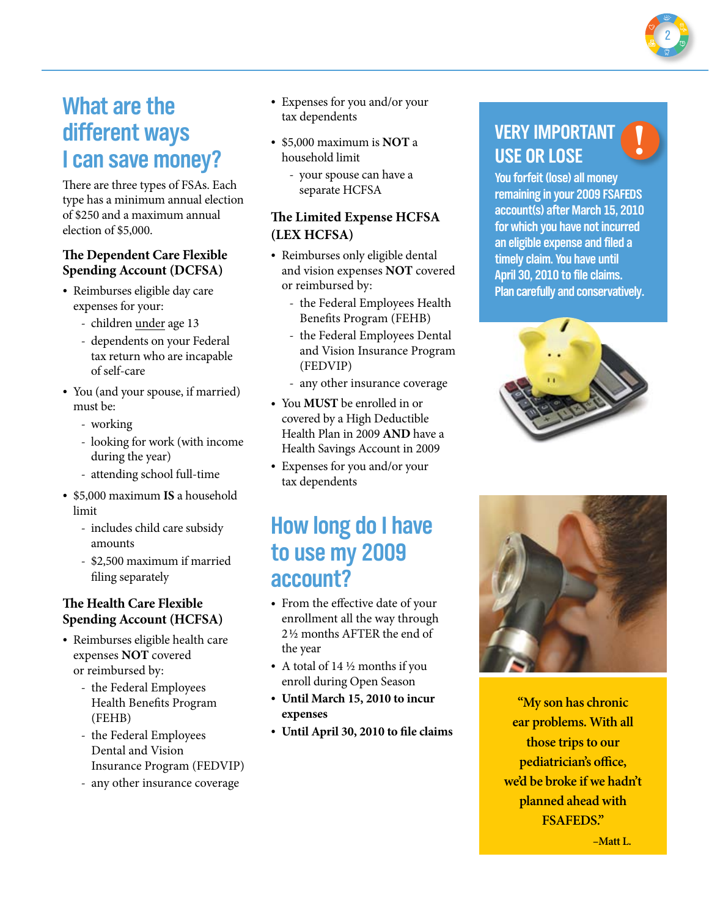# What are the different ways I can save money?

There are three types of FSAs. Each type has a minimum annual election of $250 and a maximum annual election of $5,000.

### The Dependent Care Flexible Spending Account (DCFSA)

- Reimburses eligible day care expenses for your:
  - children under age 13
  - dependents on your Federal tax return who are incapable of self-care
- You (and your spouse, if married) must be:
  - working
  - looking for work (with income during the year)
  - attending school full-time
- $5,000 maximum **IS** a household limit
  - includes child care subsidy amounts
  - $2,500 maximum if married filing separately

### The Health Care Flexible Spending Account (HCFSA)

- Reimburses eligible health care expenses **NOT** covered or reimbursed by:
  - the Federal Employees Health Benefits Program (FEHB)
  - the Federal Employees Dental and Vision Insurance Program (FEDVIP)
  - any other insurance coverage
- Expenses for you and/or your tax dependents
- $5,000 maximum is **NOT** a household limit
  - your spouse can have a separate HCFSA

### The Limited Expense HCFSA (LEX HCFSA)

- Reimburses only eligible dental and vision expenses **NOT** covered or reimbursed by:
  - the Federal Employees Health Benefits Program (FEHB)
  - the Federal Employees Dental and Vision Insurance Program (FEDVIP)
  - any other insurance coverage
- You **MUST** be enrolled in or covered by a High Deductible Health Plan in 2009 **AND** have a Health Savings Account in 2009
- Expenses for you and/or your tax dependents

# How long do I have to use my 2009 account?

- From the effective date of your enrollment all the way through 2½ months AFTER the end of the year
- A total of 14 ½ months if you enroll during Open Season
- **Until March 15, 2010 to incur expenses**
- **Until April 30, 2010 to file claims**

## VERY IMPORTANT USE OR LOSE

**You forfeit (lose) all money remaining in your 2009 FSAFEDS account(s) after March 15, 2010 for which you have not incurred an eligible expense and filed a timely claim. You have until April 30, 2010 to file claims. Plan carefully and conservatively.**

"My son has chronic ear problems. With all those trips to our pediatrician's office, we'd be broke if we hadn't planned ahead with FSAFEDS."

–Matt L.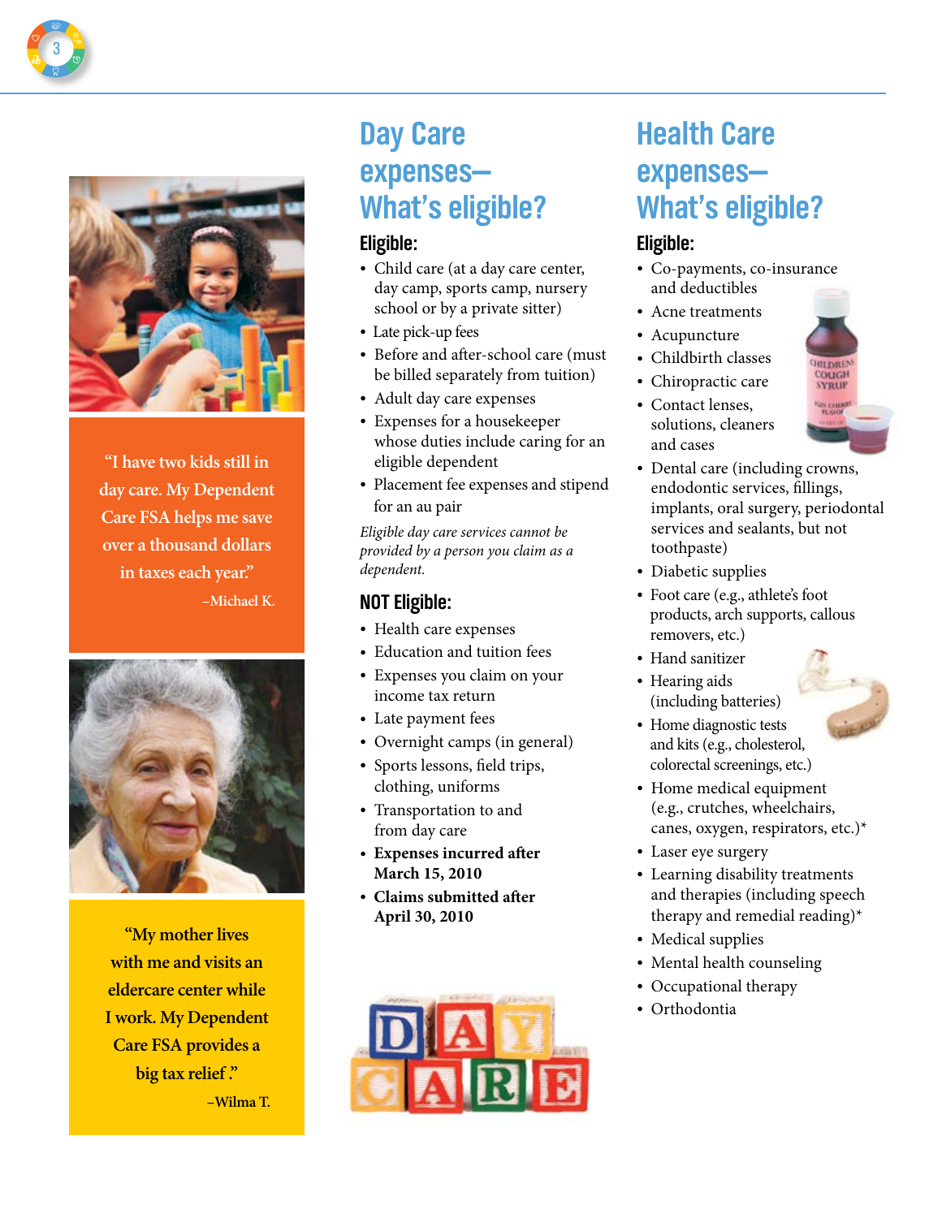"I have two kids still in day care. My Dependent Care FSA helps me save over a thousand dollars in taxes each year."

–Michael K.

"My mother lives with me and visits an eldercare center while I work. My Dependent Care FSA provides a big tax relief."

–Wilma T.

## Day Care expenses—What's eligible?

### Eligible:

- Child care (at a day care center, day camp, sports camp, nursery school or by a private sitter)
- Late pick-up fees
- Before and after-school care (must be billed separately from tuition)
- Adult day care expenses
- Expenses for a housekeeper whose duties include caring for an eligible dependent
- Placement fee expenses and stipend for an au pair

*Eligible day care services cannot be provided by a person you claim as a dependent.*

### NOT Eligible:

- Health care expenses
- Education and tuition fees
- Expenses you claim on your income tax return
- Late payment fees
- Overnight camps (in general)
- Sports lessons, field trips, clothing, uniforms
- Transportation to and from day care
- **Expenses incurred after March 15, 2010**
- **Claims submitted after April 30, 2010**

## Health Care expenses—What's eligible?

### Eligible:

- Co-payments, co-insurance and deductibles
- Acne treatments
- Acupuncture
- Childbirth classes
- Chiropractic care
- Contact lenses, solutions, cleaners and cases
- Dental care (including crowns, endodontic services, fillings, implants, oral surgery, periodontal services and sealants, but not toothpaste)
- Diabetic supplies
- Foot care (e.g., athlete's foot products, arch supports, callous removers, etc.)
- Hand sanitizer
- Hearing aids (including batteries)
- Home diagnostic tests and kits (e.g., cholesterol, colorectal screenings, etc.)
- Home medical equipment (e.g., crutches, wheelchairs, canes, oxygen, respirators, etc.)*
- Laser eye surgery
- Learning disability treatments and therapies (including speech therapy and remedial reading)*
- Medical supplies
- Mental health counseling
- Occupational therapy
- Orthodontia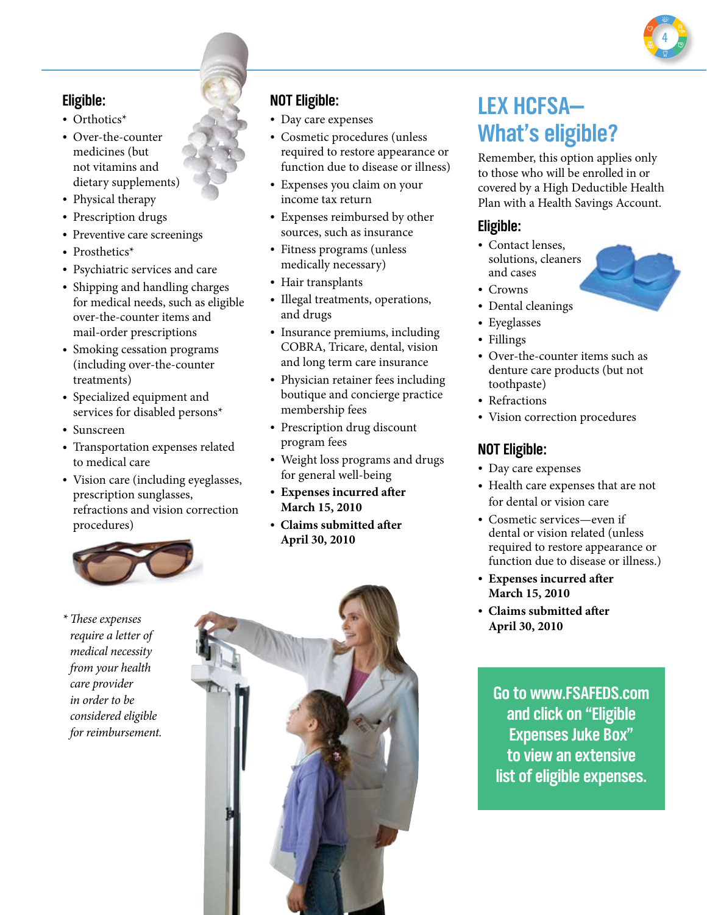### Eligible:

- Orthotics*
- Over-the-counter medicines (but not vitamins and dietary supplements)
- Physical therapy
- Prescription drugs
- Preventive care screenings
- Prosthetics*
- Psychiatric services and care
- Shipping and handling charges for medical needs, such as eligible over-the-counter items and mail-order prescriptions
- Smoking cessation programs (including over-the-counter treatments)
- Specialized equipment and services for disabled persons*
- Sunscreen
- Transportation expenses related to medical care
- Vision care (including eyeglasses, prescription sunglasses, refractions and vision correction procedures)

*\* These expenses require a letter of medical necessity from your health care provider in order to be considered eligible for reimbursement.*

### NOT Eligible:

- Day care expenses
- Cosmetic procedures (unless required to restore appearance or function due to disease or illness)
- Expenses you claim on your income tax return
- Expenses reimbursed by other sources, such as insurance
- Fitness programs (unless medically necessary)
- Hair transplants
- Illegal treatments, operations, and drugs
- Insurance premiums, including COBRA, Tricare, dental, vision and long term care insurance
- Physician retainer fees including boutique and concierge practice membership fees
- Prescription drug discount program fees
- Weight loss programs and drugs for general well-being
- **Expenses incurred after March 15, 2010**
- **Claims submitted after April 30, 2010**

## LEX HCFSA— What's eligible?

Remember, this option applies only to those who will be enrolled in or covered by a High Deductible Health Plan with a Health Savings Account.

### Eligible:

- Contact lenses, solutions, cleaners and cases
- Crowns
- Dental cleanings
- Eyeglasses
- Fillings
- Over-the-counter items such as denture care products (but not toothpaste)
- Refractions
- Vision correction procedures

### NOT Eligible:

- Day care expenses
- Health care expenses that are not for dental or vision care
- Cosmetic services—even if dental or vision related (unless required to restore appearance or function due to disease or illness.)
- **Expenses incurred after March 15, 2010**
- **Claims submitted after April 30, 2010**

**Go to www.FSAFEDS.com and click on "Eligible Expenses Juke Box" to view an extensive list of eligible expenses.**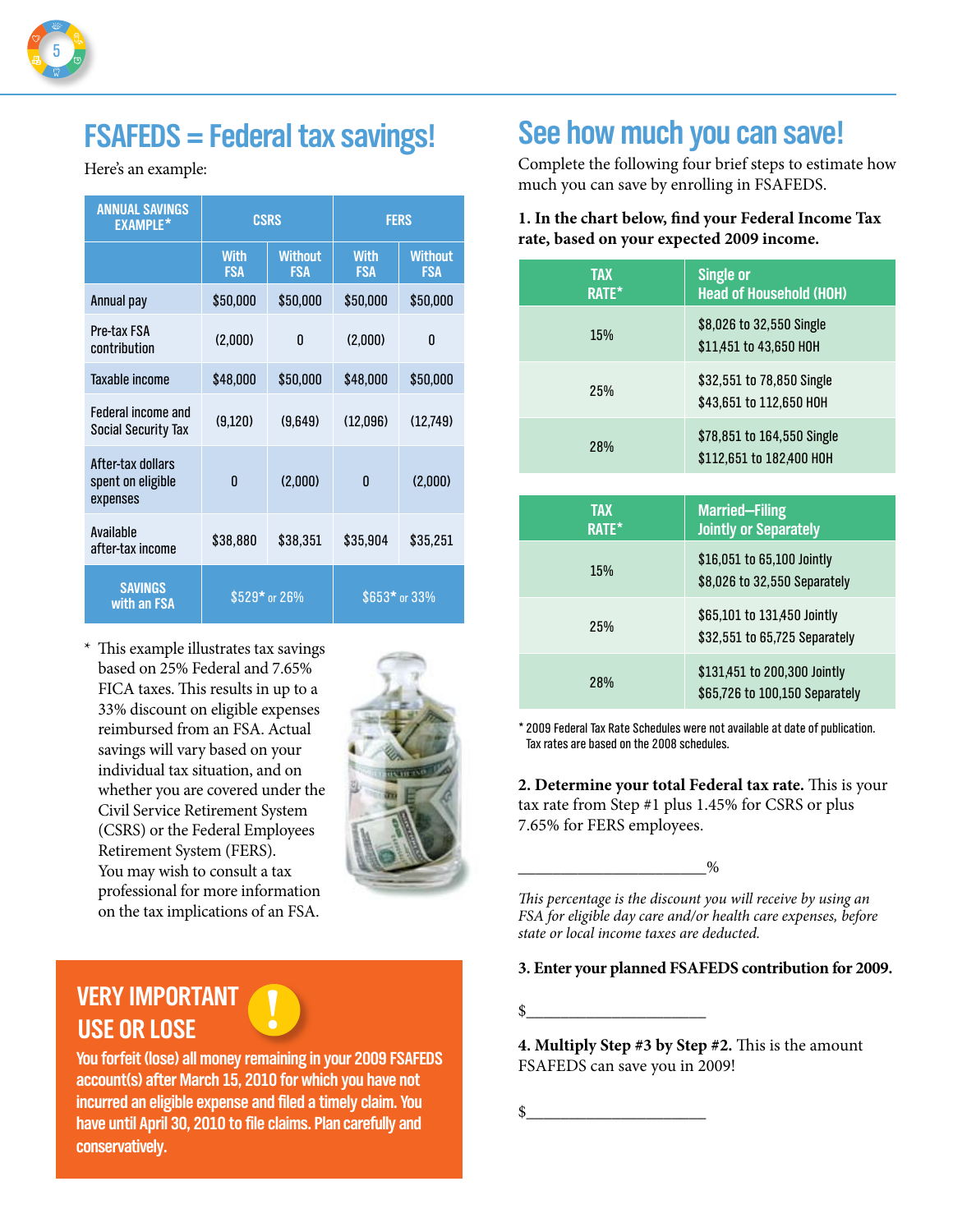## FSAFEDS = Federal tax savings!

Here's an example:

| ANNUAL SAVINGS EXAMPLE* | CSRS | | FERS | |
|---|---|---|---|---|
| | With FSA | Without FSA | With FSA | Without FSA |
| Annual pay | $50,000 | $50,000 | $50,000 | $50,000 |
| Pre-tax FSA contribution | (2,000) | 0 | (2,000) | 0 |
| Taxable income | $48,000 | $50,000 | $48,000 | $50,000 |
| Federal income and Social Security Tax | (9,120) | (9,649) | (12,096) | (12,749) |
| After-tax dollars spent on eligible expenses | 0 | (2,000) | 0 | (2,000) |
| Available after-tax income | $38,880 | $38,351 | $35,904 | $35,251 |
| SAVINGS with an FSA | $529* or 26% | | $653* or 33% | |

\* This example illustrates tax savings based on 25% Federal and 7.65% FICA taxes. This results in up to a 33% discount on eligible expenses reimbursed from an FSA. Actual savings will vary based on your individual tax situation, and on whether you are covered under the Civil Service Retirement System (CSRS) or the Federal Employees Retirement System (FERS). You may wish to consult a tax professional for more information on the tax implications of an FSA.

### VERY IMPORTANT USE OR LOSE

**You forfeit (lose) all money remaining in your 2009 FSAFEDS account(s) after March 15, 2010 for which you have not incurred an eligible expense and filed a timely claim. You have until April 30, 2010 to file claims. Plan carefully and conservatively.**

## See how much you can save!

Complete the following four brief steps to estimate how much you can save by enrolling in FSAFEDS.

**1. In the chart below, find your Federal Income Tax rate, based on your expected 2009 income.**

| TAX RATE* | Single or Head of Household (HOH) |
|---|---|
| 15% | $8,026 to 32,550 Single<br>$11,451 to 43,650 HOH |
| 25% | $32,551 to 78,850 Single<br>$43,651 to 112,650 HOH |
| 28% | $78,851 to 164,550 Single<br>$112,651 to 182,400 HOH |

| TAX RATE* | Married–Filing Jointly or Separately |
|---|---|
| 15% | $16,051 to 65,100 Jointly<br>$8,026 to 32,550 Separately |
| 25% | $65,101 to 131,450 Jointly<br>$32,551 to 65,725 Separately |
| 28% | $131,451 to 200,300 Jointly<br>$65,726 to 100,150 Separately |

\* 2009 Federal Tax Rate Schedules were not available at date of publication. Tax rates are based on the 2008 schedules.

**2. Determine your total Federal tax rate.** This is your tax rate from Step #1 plus 1.45% for CSRS or plus 7.65% for FERS employees.

______________________%

*This percentage is the discount you will receive by using an FSA for eligible day care and/or health care expenses, before state or local income taxes are deducted.*

**3. Enter your planned FSAFEDS contribution for 2009.**

$______________________

**4. Multiply Step #3 by Step #2.** This is the amount FSAFEDS can save you in 2009!

$______________________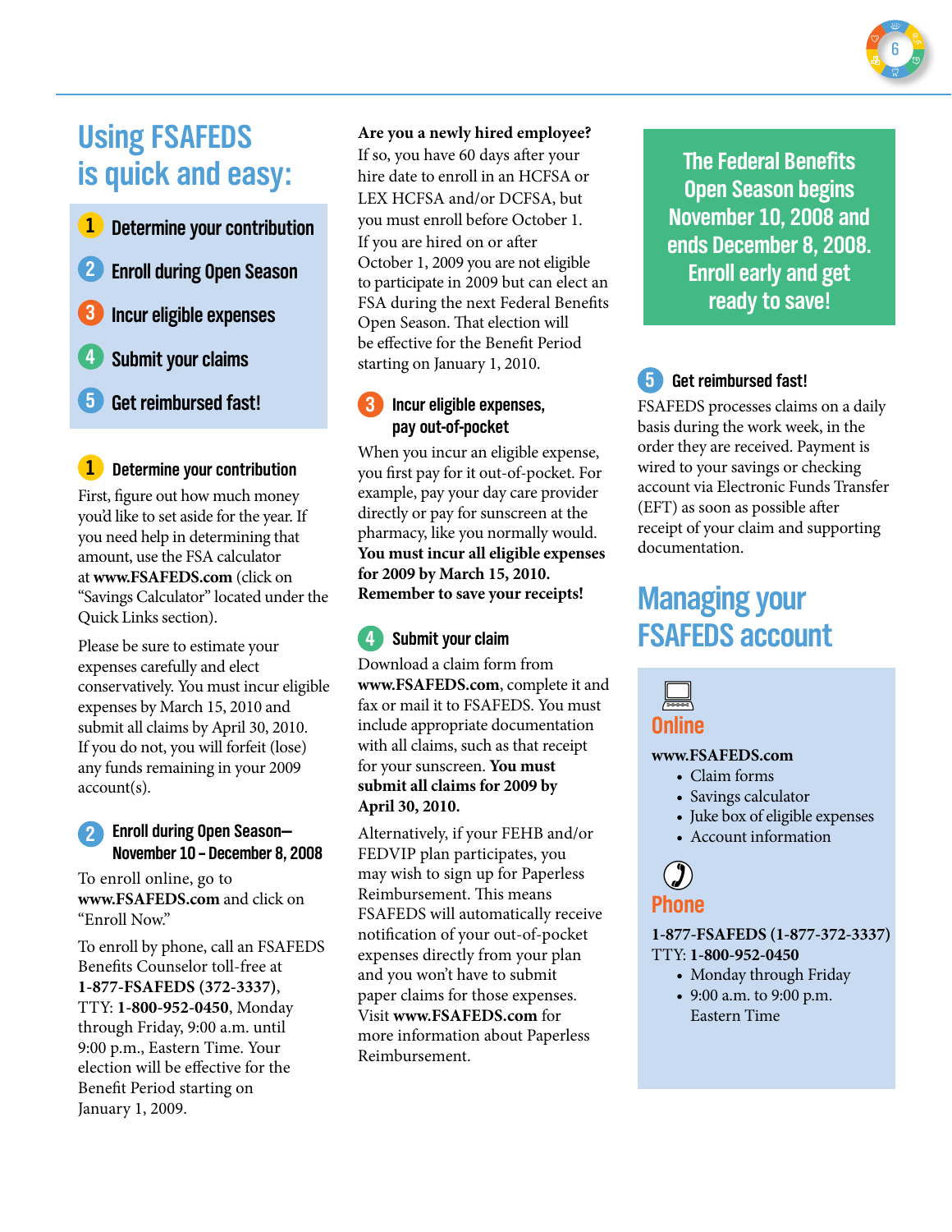# Using FSAFEDS is quick and easy:

1. Determine your contribution
2. Enroll during Open Season
3. Incur eligible expenses
4. Submit your claims
5. Get reimbursed fast!

### 1 Determine your contribution

First, figure out how much money you'd like to set aside for the year. If you need help in determining that amount, use the FSA calculator at **www.FSAFEDS.com** (click on "Savings Calculator" located under the Quick Links section).

Please be sure to estimate your expenses carefully and elect conservatively. You must incur eligible expenses by March 15, 2010 and submit all claims by April 30, 2010. If you do not, you will forfeit (lose) any funds remaining in your 2009 account(s).

### 2 Enroll during Open Season—November 10 – December 8, 2008

To enroll online, go to **www.FSAFEDS.com** and click on "Enroll Now."

To enroll by phone, call an FSAFEDS Benefits Counselor toll-free at **1-877-FSAFEDS (372-3337)**, TTY: **1-800-952-0450**, Monday through Friday, 9:00 a.m. until 9:00 p.m., Eastern Time. Your election will be effective for the Benefit Period starting on January 1, 2009.

**Are you a newly hired employee?**
If so, you have 60 days after your hire date to enroll in an HCFSA or LEX HCFSA and/or DCFSA, but you must enroll before October 1. If you are hired on or after October 1, 2009 you are not eligible to participate in 2009 but can elect an FSA during the next Federal Benefits Open Season. That election will be effective for the Benefit Period starting on January 1, 2010.

### 3 Incur eligible expenses, pay out-of-pocket

When you incur an eligible expense, you first pay for it out-of-pocket. For example, pay your day care provider directly or pay for sunscreen at the pharmacy, like you normally would. **You must incur all eligible expenses for 2009 by March 15, 2010. Remember to save your receipts!**

### 4 Submit your claim

Download a claim form from **www.FSAFEDS.com**, complete it and fax or mail it to FSAFEDS. You must include appropriate documentation with all claims, such as that receipt for your sunscreen. **You must submit all claims for 2009 by April 30, 2010.**

Alternatively, if your FEHB and/or FEDVIP plan participates, you may wish to sign up for Paperless Reimbursement. This means FSAFEDS will automatically receive notification of your out-of-pocket expenses directly from your plan and you won't have to submit paper claims for those expenses. Visit **www.FSAFEDS.com** for more information about Paperless Reimbursement.

**The Federal Benefits Open Season begins November 10, 2008 and ends December 8, 2008. Enroll early and get ready to save!**

### 5 Get reimbursed fast!

FSAFEDS processes claims on a daily basis during the work week, in the order they are received. Payment is wired to your savings or checking account via Electronic Funds Transfer (EFT) as soon as possible after receipt of your claim and supporting documentation.

# Managing your FSAFEDS account

## Online

**www.FSAFEDS.com**

- Claim forms
- Savings calculator
- Juke box of eligible expenses
- Account information

## Phone

**1-877-FSAFEDS (1-877-372-3337)**
TTY: **1-800-952-0450**

- Monday through Friday
- 9:00 a.m. to 9:00 p.m. Eastern Time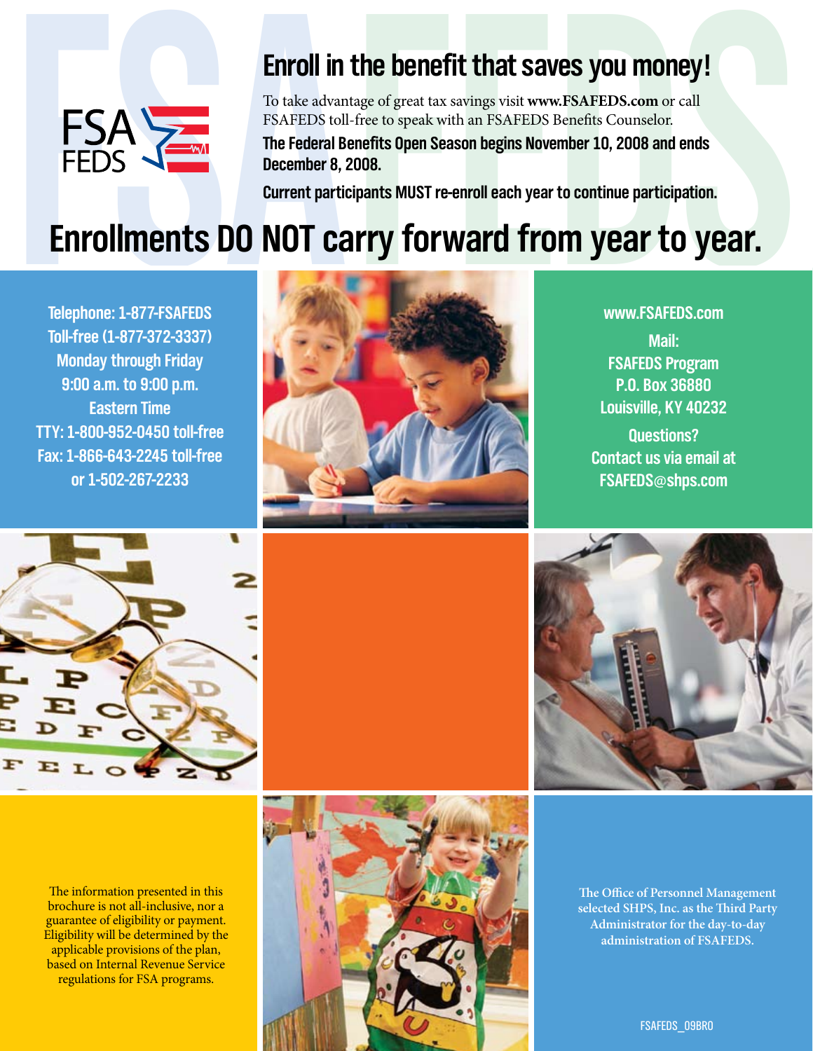FSA FEDS

## Enroll in the benefit that saves you money!

To take advantage of great tax savings visit **www.FSAFEDS.com** or call FSAFEDS toll-free to speak with an FSAFEDS Benefits Counselor.

**The Federal Benefits Open Season begins November 10, 2008 and ends December 8, 2008.**

**Current participants MUST re-enroll each year to continue participation.**

# Enrollments DO NOT carry forward from year to year.

**Telephone: 1-877-FSAFEDS**
**Toll-free (1-877-372-3337)**
**Monday through Friday**
**9:00 a.m. to 9:00 p.m.**
**Eastern Time**
**TTY: 1-800-952-0450 toll-free**
**Fax: 1-866-643-2245 toll-free**
**or 1-502-267-2233**

**www.FSAFEDS.com**

**Mail:**
**FSAFEDS Program**
**P.O. Box 36880**
**Louisville, KY 40232**

**Questions?**
**Contact us via email at**
**FSAFEDS@shps.com**

The information presented in this brochure is not all-inclusive, nor a guarantee of eligibility or payment. Eligibility will be determined by the applicable provisions of the plan, based on Internal Revenue Service regulations for FSA programs.

The Office of Personnel Management selected SHPS, Inc. as the Third Party Administrator for the day-to-day administration of FSAFEDS.

FSAFEDS_09BRO